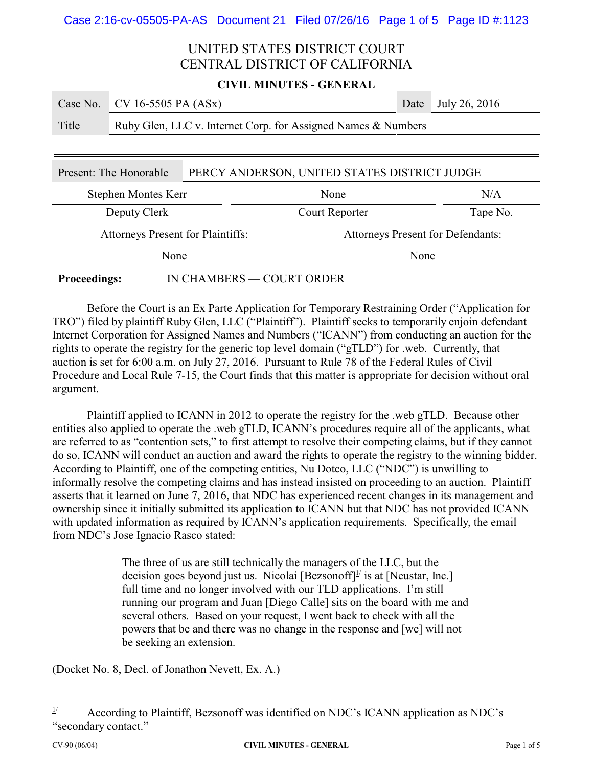# UNITED STATES DISTRICT COURT
# CENTRAL DISTRICT OF CALIFORNIA

**CIVIL MINUTES - GENERAL**

| Case No. | CV 16-5505 PA (ASx) | Date | July 26, 2016 |
|---|---|---|---|
| Title | Ruby Glen, LLC v. Internet Corp. for Assigned Names & Numbers | | |

| Present: The Honorable | PERCY ANDERSON, UNITED STATES DISTRICT JUDGE | |
|---|---|---|
| Stephen Montes Kerr | None | N/A |
| Deputy Clerk | Court Reporter | Tape No. |

| Attorneys Present for Plaintiffs: | Attorneys Present for Defendants: |
|---|---|
| None | None |

**Proceedings:** IN CHAMBERS — COURT ORDER

Before the Court is an Ex Parte Application for Temporary Restraining Order ("Application for TRO") filed by plaintiff Ruby Glen, LLC ("Plaintiff"). Plaintiff seeks to temporarily enjoin defendant Internet Corporation for Assigned Names and Numbers ("ICANN") from conducting an auction for the rights to operate the registry for the generic top level domain ("gTLD") for .web. Currently, that auction is set for 6:00 a.m. on July 27, 2016. Pursuant to Rule 78 of the Federal Rules of Civil Procedure and Local Rule 7-15, the Court finds that this matter is appropriate for decision without oral argument.

Plaintiff applied to ICANN in 2012 to operate the registry for the .web gTLD. Because other entities also applied to operate the .web gTLD, ICANN's procedures require all of the applicants, what are referred to as "contention sets," to first attempt to resolve their competing claims, but if they cannot do so, ICANN will conduct an auction and award the rights to operate the registry to the winning bidder. According to Plaintiff, one of the competing entities, Nu Dotco, LLC ("NDC") is unwilling to informally resolve the competing claims and has instead insisted on proceeding to an auction. Plaintiff asserts that it learned on June 7, 2016, that NDC has experienced recent changes in its management and ownership since it initially submitted its application to ICANN but that NDC has not provided ICANN with updated information as required by ICANN's application requirements. Specifically, the email from NDC's Jose Ignacio Rasco stated:

> The three of us are still technically the managers of the LLC, but the decision goes beyond just us. Nicolai [Bezsonoff][1] is at [Neustar, Inc.] full time and no longer involved with our TLD applications. I'm still running our program and Juan [Diego Calle] sits on the board with me and several others. Based on your request, I went back to check with all the powers that be and there was no change in the response and [we] will not be seeking an extension.

(Docket No. 8, Decl. of Jonathon Nevett, Ex. A.)

---

[1] According to Plaintiff, Bezsonoff was identified on NDC's ICANN application as NDC's "secondary contact."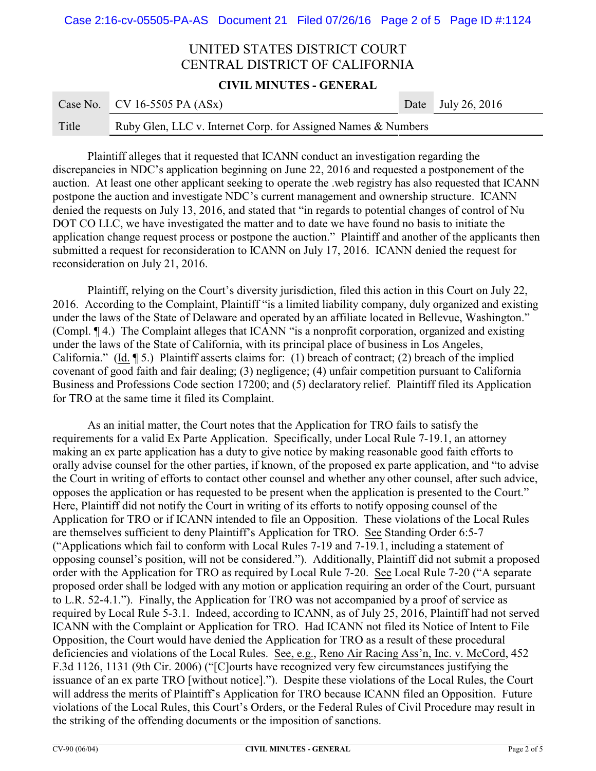# UNITED STATES DISTRICT COURT
# CENTRAL DISTRICT OF CALIFORNIA

## CIVIL MINUTES - GENERAL

| Case No. | CV 16-5505 PA (ASx) | Date | July 26, 2016 |
|---|---|---|---|
| Title | Ruby Glen, LLC v. Internet Corp. for Assigned Names & Numbers | | |

Plaintiff alleges that it requested that ICANN conduct an investigation regarding the discrepancies in NDC's application beginning on June 22, 2016 and requested a postponement of the auction. At least one other applicant seeking to operate the .web registry has also requested that ICANN postpone the auction and investigate NDC's current management and ownership structure. ICANN denied the requests on July 13, 2016, and stated that "in regards to potential changes of control of Nu DOT CO LLC, we have investigated the matter and to date we have found no basis to initiate the application change request process or postpone the auction." Plaintiff and another of the applicants then submitted a request for reconsideration to ICANN on July 17, 2016. ICANN denied the request for reconsideration on July 21, 2016.

Plaintiff, relying on the Court's diversity jurisdiction, filed this action in this Court on July 22, 2016. According to the Complaint, Plaintiff "is a limited liability company, duly organized and existing under the laws of the State of Delaware and operated by an affiliate located in Bellevue, Washington." (Compl. ¶ 4.) The Complaint alleges that ICANN "is a nonprofit corporation, organized and existing under the laws of the State of California, with its principal place of business in Los Angeles, California." (Id. ¶ 5.) Plaintiff asserts claims for: (1) breach of contract; (2) breach of the implied covenant of good faith and fair dealing; (3) negligence; (4) unfair competition pursuant to California Business and Professions Code section 17200; and (5) declaratory relief. Plaintiff filed its Application for TRO at the same time it filed its Complaint.

As an initial matter, the Court notes that the Application for TRO fails to satisfy the requirements for a valid Ex Parte Application. Specifically, under Local Rule 7-19.1, an attorney making an ex parte application has a duty to give notice by making reasonable good faith efforts to orally advise counsel for the other parties, if known, of the proposed ex parte application, and "to advise the Court in writing of efforts to contact other counsel and whether any other counsel, after such advice, opposes the application or has requested to be present when the application is presented to the Court." Here, Plaintiff did not notify the Court in writing of its efforts to notify opposing counsel of the Application for TRO or if ICANN intended to file an Opposition. These violations of the Local Rules are themselves sufficient to deny Plaintiff's Application for TRO. See Standing Order 6:5-7 ("Applications which fail to conform with Local Rules 7-19 and 7-19.1, including a statement of opposing counsel's position, will not be considered."). Additionally, Plaintiff did not submit a proposed order with the Application for TRO as required by Local Rule 7-20. See Local Rule 7-20 ("A separate proposed order shall be lodged with any motion or application requiring an order of the Court, pursuant to L.R. 52-4.1."). Finally, the Application for TRO was not accompanied by a proof of service as required by Local Rule 5-3.1. Indeed, according to ICANN, as of July 25, 2016, Plaintiff had not served ICANN with the Complaint or Application for TRO. Had ICANN not filed its Notice of Intent to File Opposition, the Court would have denied the Application for TRO as a result of these procedural deficiencies and violations of the Local Rules. See, e.g., Reno Air Racing Ass'n, Inc. v. McCord, 452 F.3d 1126, 1131 (9th Cir. 2006) ("[C]ourts have recognized very few circumstances justifying the issuance of an ex parte TRO [without notice]."). Despite these violations of the Local Rules, the Court will address the merits of Plaintiff's Application for TRO because ICANN filed an Opposition. Future violations of the Local Rules, this Court's Orders, or the Federal Rules of Civil Procedure may result in the striking of the offending documents or the imposition of sanctions.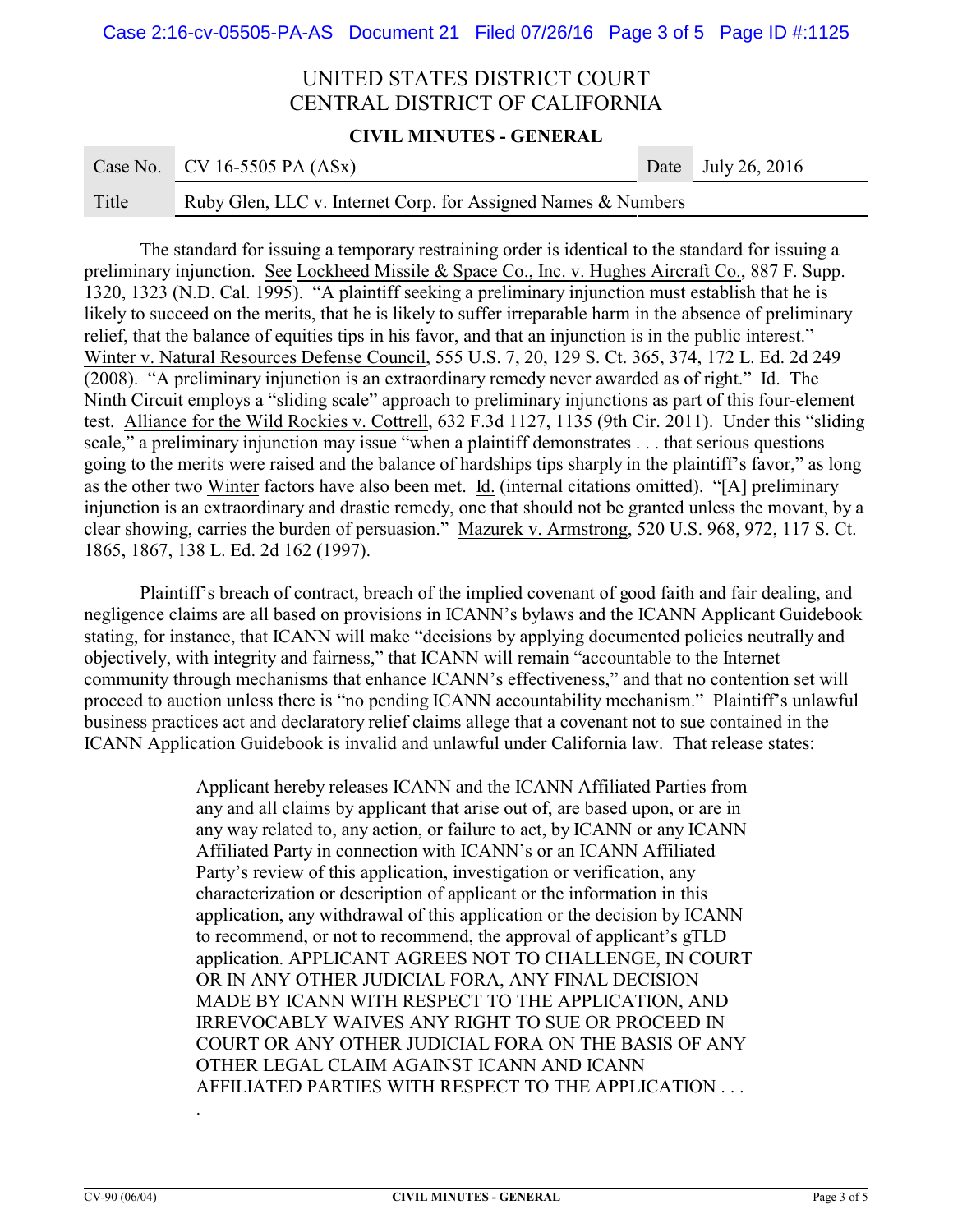The standard for issuing a temporary restraining order is identical to the standard for issuing a preliminary injunction. See Lockheed Missile & Space Co., Inc. v. Hughes Aircraft Co., 887 F. Supp. 1320, 1323 (N.D. Cal. 1995). "A plaintiff seeking a preliminary injunction must establish that he is likely to succeed on the merits, that he is likely to suffer irreparable harm in the absence of preliminary relief, that the balance of equities tips in his favor, and that an injunction is in the public interest." Winter v. Natural Resources Defense Council, 555 U.S. 7, 20, 129 S. Ct. 365, 374, 172 L. Ed. 2d 249 (2008). "A preliminary injunction is an extraordinary remedy never awarded as of right." Id. The Ninth Circuit employs a "sliding scale" approach to preliminary injunctions as part of this four-element test. Alliance for the Wild Rockies v. Cottrell, 632 F.3d 1127, 1135 (9th Cir. 2011). Under this "sliding scale," a preliminary injunction may issue "when a plaintiff demonstrates . . . that serious questions going to the merits were raised and the balance of hardships tips sharply in the plaintiff's favor," as long as the other two Winter factors have also been met. Id. (internal citations omitted). "[A] preliminary injunction is an extraordinary and drastic remedy, one that should not be granted unless the movant, by a clear showing, carries the burden of persuasion." Mazurek v. Armstrong, 520 U.S. 968, 972, 117 S. Ct. 1865, 1867, 138 L. Ed. 2d 162 (1997).

Plaintiff's breach of contract, breach of the implied covenant of good faith and fair dealing, and negligence claims are all based on provisions in ICANN's bylaws and the ICANN Applicant Guidebook stating, for instance, that ICANN will make "decisions by applying documented policies neutrally and objectively, with integrity and fairness," that ICANN will remain "accountable to the Internet community through mechanisms that enhance ICANN's effectiveness," and that no contention set will proceed to auction unless there is "no pending ICANN accountability mechanism." Plaintiff's unlawful business practices act and declaratory relief claims allege that a covenant not to sue contained in the ICANN Application Guidebook is invalid and unlawful under California law. That release states:

> Applicant hereby releases ICANN and the ICANN Affiliated Parties from any and all claims by applicant that arise out of, are based upon, or are in any way related to, any action, or failure to act, by ICANN or any ICANN Affiliated Party in connection with ICANN's or an ICANN Affiliated Party's review of this application, investigation or verification, any characterization or description of applicant or the information in this application, any withdrawal of this application or the decision by ICANN to recommend, or not to recommend, the approval of applicant's gTLD application. APPLICANT AGREES NOT TO CHALLENGE, IN COURT OR IN ANY OTHER JUDICIAL FORA, ANY FINAL DECISION MADE BY ICANN WITH RESPECT TO THE APPLICATION, AND IRREVOCABLY WAIVES ANY RIGHT TO SUE OR PROCEED IN COURT OR ANY OTHER JUDICIAL FORA ON THE BASIS OF ANY OTHER LEGAL CLAIM AGAINST ICANN AND ICANN AFFILIATED PARTIES WITH RESPECT TO THE APPLICATION . . . .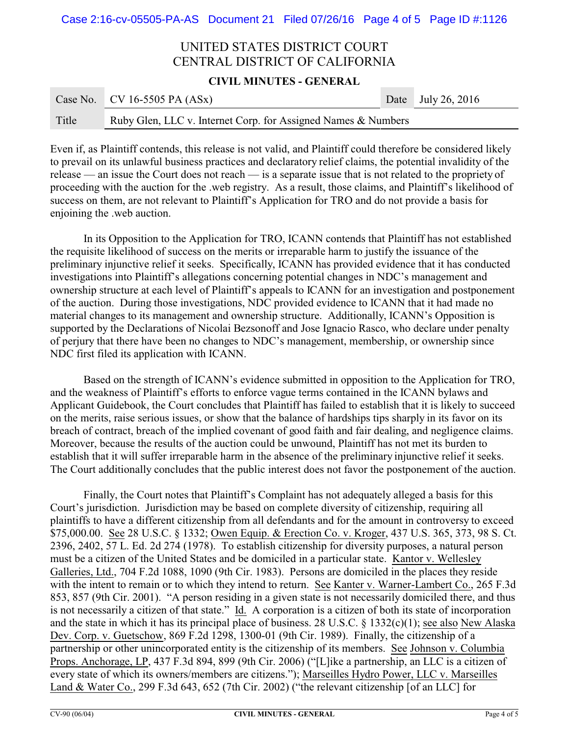Even if, as Plaintiff contends, this release is not valid, and Plaintiff could therefore be considered likely to prevail on its unlawful business practices and declaratory relief claims, the potential invalidity of the release — an issue the Court does not reach — is a separate issue that is not related to the propriety of proceeding with the auction for the .web registry. As a result, those claims, and Plaintiff's likelihood of success on them, are not relevant to Plaintiff's Application for TRO and do not provide a basis for enjoining the .web auction.

In its Opposition to the Application for TRO, ICANN contends that Plaintiff has not established the requisite likelihood of success on the merits or irreparable harm to justify the issuance of the preliminary injunctive relief it seeks. Specifically, ICANN has provided evidence that it has conducted investigations into Plaintiff's allegations concerning potential changes in NDC's management and ownership structure at each level of Plaintiff's appeals to ICANN for an investigation and postponement of the auction. During those investigations, NDC provided evidence to ICANN that it had made no material changes to its management and ownership structure. Additionally, ICANN's Opposition is supported by the Declarations of Nicolai Bezsonoff and Jose Ignacio Rasco, who declare under penalty of perjury that there have been no changes to NDC's management, membership, or ownership since NDC first filed its application with ICANN.

Based on the strength of ICANN's evidence submitted in opposition to the Application for TRO, and the weakness of Plaintiff's efforts to enforce vague terms contained in the ICANN bylaws and Applicant Guidebook, the Court concludes that Plaintiff has failed to establish that it is likely to succeed on the merits, raise serious issues, or show that the balance of hardships tips sharply in its favor on its breach of contract, breach of the implied covenant of good faith and fair dealing, and negligence claims. Moreover, because the results of the auction could be unwound, Plaintiff has not met its burden to establish that it will suffer irreparable harm in the absence of the preliminary injunctive relief it seeks. The Court additionally concludes that the public interest does not favor the postponement of the auction.

Finally, the Court notes that Plaintiff's Complaint has not adequately alleged a basis for this Court's jurisdiction. Jurisdiction may be based on complete diversity of citizenship, requiring all plaintiffs to have a different citizenship from all defendants and for the amount in controversy to exceed $75,000.00. See 28 U.S.C. § 1332; Owen Equip. & Erection Co. v. Kroger, 437 U.S. 365, 373, 98 S. Ct. 2396, 2402, 57 L. Ed. 2d 274 (1978). To establish citizenship for diversity purposes, a natural person must be a citizen of the United States and be domiciled in a particular state. Kantor v. Wellesley Galleries, Ltd., 704 F.2d 1088, 1090 (9th Cir. 1983). Persons are domiciled in the places they reside with the intent to remain or to which they intend to return. See Kanter v. Warner-Lambert Co., 265 F.3d 853, 857 (9th Cir. 2001). "A person residing in a given state is not necessarily domiciled there, and thus is not necessarily a citizen of that state." Id. A corporation is a citizen of both its state of incorporation and the state in which it has its principal place of business. 28 U.S.C. § 1332(c)(1); see also New Alaska Dev. Corp. v. Guetschow, 869 F.2d 1298, 1300-01 (9th Cir. 1989). Finally, the citizenship of a partnership or other unincorporated entity is the citizenship of its members. See Johnson v. Columbia Props. Anchorage, LP, 437 F.3d 894, 899 (9th Cir. 2006) ("[L]ike a partnership, an LLC is a citizen of every state of which its owners/members are citizens."); Marseilles Hydro Power, LLC v. Marseilles Land & Water Co., 299 F.3d 643, 652 (7th Cir. 2002) ("the relevant citizenship [of an LLC] for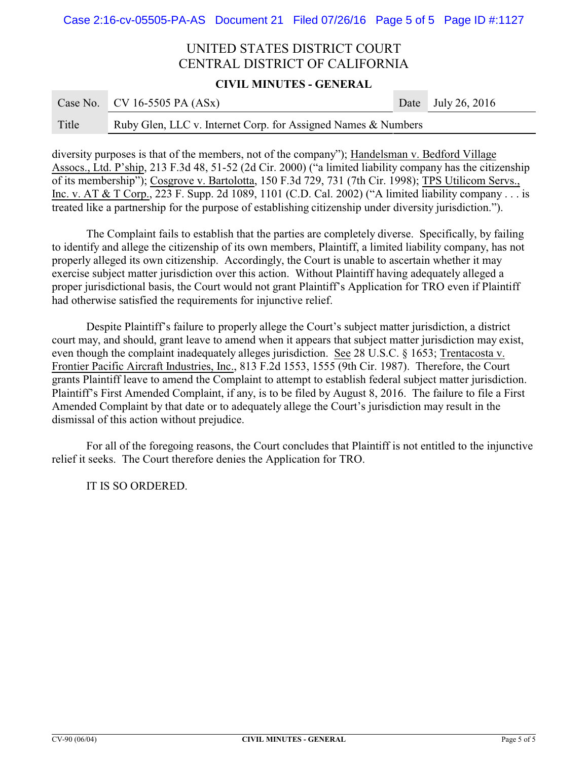# UNITED STATES DISTRICT COURT
# CENTRAL DISTRICT OF CALIFORNIA

**CIVIL MINUTES - GENERAL**

| | | | |
|---|---|---|---|
| Case No. | CV 16-5505 PA (ASx) | Date | July 26, 2016 |
| Title | Ruby Glen, LLC v. Internet Corp. for Assigned Names & Numbers | | |

diversity purposes is that of the members, not of the company"); Handelsman v. Bedford Village Assocs., Ltd. P'ship, 213 F.3d 48, 51-52 (2d Cir. 2000) ("a limited liability company has the citizenship of its membership"); Cosgrove v. Bartolotta, 150 F.3d 729, 731 (7th Cir. 1998); TPS Utilicom Servs., Inc. v. AT & T Corp., 223 F. Supp. 2d 1089, 1101 (C.D. Cal. 2002) ("A limited liability company . . . is treated like a partnership for the purpose of establishing citizenship under diversity jurisdiction.").

The Complaint fails to establish that the parties are completely diverse. Specifically, by failing to identify and allege the citizenship of its own members, Plaintiff, a limited liability company, has not properly alleged its own citizenship. Accordingly, the Court is unable to ascertain whether it may exercise subject matter jurisdiction over this action. Without Plaintiff having adequately alleged a proper jurisdictional basis, the Court would not grant Plaintiff's Application for TRO even if Plaintiff had otherwise satisfied the requirements for injunctive relief.

Despite Plaintiff's failure to properly allege the Court's subject matter jurisdiction, a district court may, and should, grant leave to amend when it appears that subject matter jurisdiction may exist, even though the complaint inadequately alleges jurisdiction. See 28 U.S.C. § 1653; Trentacosta v. Frontier Pacific Aircraft Industries, Inc., 813 F.2d 1553, 1555 (9th Cir. 1987). Therefore, the Court grants Plaintiff leave to amend the Complaint to attempt to establish federal subject matter jurisdiction. Plaintiff's First Amended Complaint, if any, is to be filed by August 8, 2016. The failure to file a First Amended Complaint by that date or to adequately allege the Court's jurisdiction may result in the dismissal of this action without prejudice.

For all of the foregoing reasons, the Court concludes that Plaintiff is not entitled to the injunctive relief it seeks. The Court therefore denies the Application for TRO.

IT IS SO ORDERED.